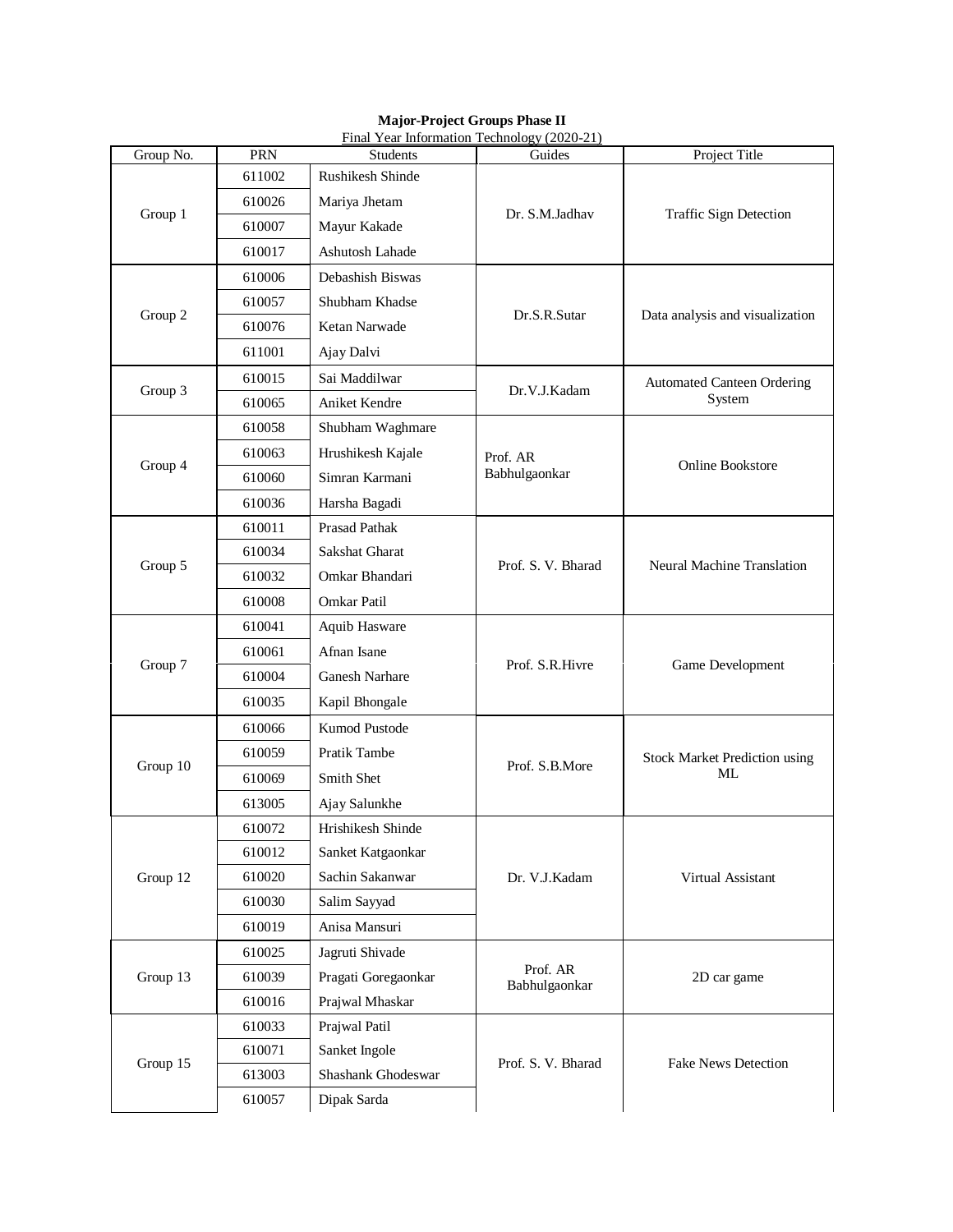**Major-Project Groups Phase II**

Final Year Information Technology (2020-21)

| Group No. | PRN | Students | Guides | Project Title |
|---|---|---|---|---|
| Group 1 | 611002 | Rushikesh Shinde | Dr. S.M.Jadhav | Traffic Sign Detection |
| | 610026 | Mariya Jhetam | | |
| | 610007 | Mayur Kakade | | |
| | 610017 | Ashutosh Lahade | | |
| Group 2 | 610006 | Debashish Biswas | Dr.S.R.Sutar | Data analysis and visualization |
| | 610057 | Shubham Khadse | | |
| | 610076 | Ketan Narwade | | |
| | 611001 | Ajay Dalvi | | |
| Group 3 | 610015 | Sai Maddilwar | Dr.V.J.Kadam | Automated Canteen Ordering System |
| | 610065 | Aniket Kendre | | |
| Group 4 | 610058 | Shubham Waghmare | Prof. AR Babhulgaonkar | Online Bookstore |
| | 610063 | Hrushikesh Kajale | | |
| | 610060 | Simran Karmani | | |
| | 610036 | Harsha Bagadi | | |
| Group 5 | 610011 | Prasad Pathak | Prof. S. V. Bharad | Neural Machine Translation |
| | 610034 | Sakshat Gharat | | |
| | 610032 | Omkar Bhandari | | |
| | 610008 | Omkar Patil | | |
| Group 7 | 610041 | Aquib Hasware | Prof. S.R.Hivre | Game Development |
| | 610061 | Afnan Isane | | |
| | 610004 | Ganesh Narhare | | |
| | 610035 | Kapil Bhongale | | |
| Group 10 | 610066 | Kumod Pustode | Prof. S.B.More | Stock Market Prediction using ML |
| | 610059 | Pratik Tambe | | |
| | 610069 | Smith Shet | | |
| | 613005 | Ajay Salunkhe | | |
| Group 12 | 610072 | Hrishikesh Shinde | Dr. V.J.Kadam | Virtual Assistant |
| | 610012 | Sanket Katgaonkar | | |
| | 610020 | Sachin Sakanwar | | |
| | 610030 | Salim Sayyad | | |
| | 610019 | Anisa Mansuri | | |
| Group 13 | 610025 | Jagruti Shivade | Prof. AR Babhulgaonkar | 2D car game |
| | 610039 | Pragati Goregaonkar | | |
| | 610016 | Prajwal Mhaskar | | |
| Group 15 | 610033 | Prajwal Patil | Prof. S. V. Bharad | Fake News Detection |
| | 610071 | Sanket Ingole | | |
| | 613003 | Shashank Ghodeswar | | |
| | 610057 | Dipak Sarda | | |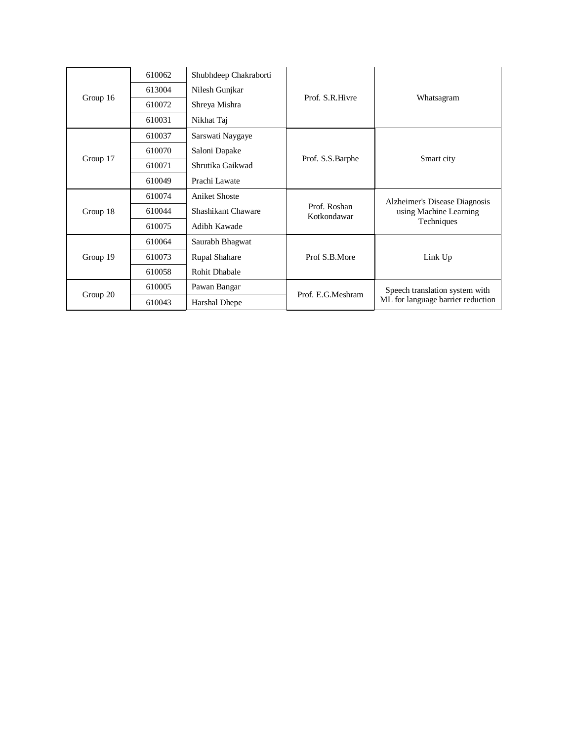| | | | | |
|---|---|---|---|---|
| Group 16 | 610062 | Shubhdeep Chakraborti | Prof. S.R.Hivre | Whatsagram |
| | 613004 | Nilesh Gunjkar | | |
| | 610072 | Shreya Mishra | | |
| | 610031 | Nikhat Taj | | |
| Group 17 | 610037 | Sarswati Naygaye | Prof. S.S.Barphe | Smart city |
| | 610070 | Saloni Dapake | | |
| | 610071 | Shrutika Gaikwad | | |
| | 610049 | Prachi Lawate | | |
| Group 18 | 610074 | Aniket Shoste | Prof. Roshan Kotkondawar | Alzheimer's Disease Diagnosis using Machine Learning Techniques |
| | 610044 | Shashikant Chaware | | |
| | 610075 | Adibh Kawade | | |
| Group 19 | 610064 | Saurabh Bhagwat | Prof S.B.More | Link Up |
| | 610073 | Rupal Shahare | | |
| | 610058 | Rohit Dhabale | | |
| Group 20 | 610005 | Pawan Bangar | Prof. E.G.Meshram | Speech translation system with ML for language barrier reduction |
| | 610043 | Harshal Dhepe | | |